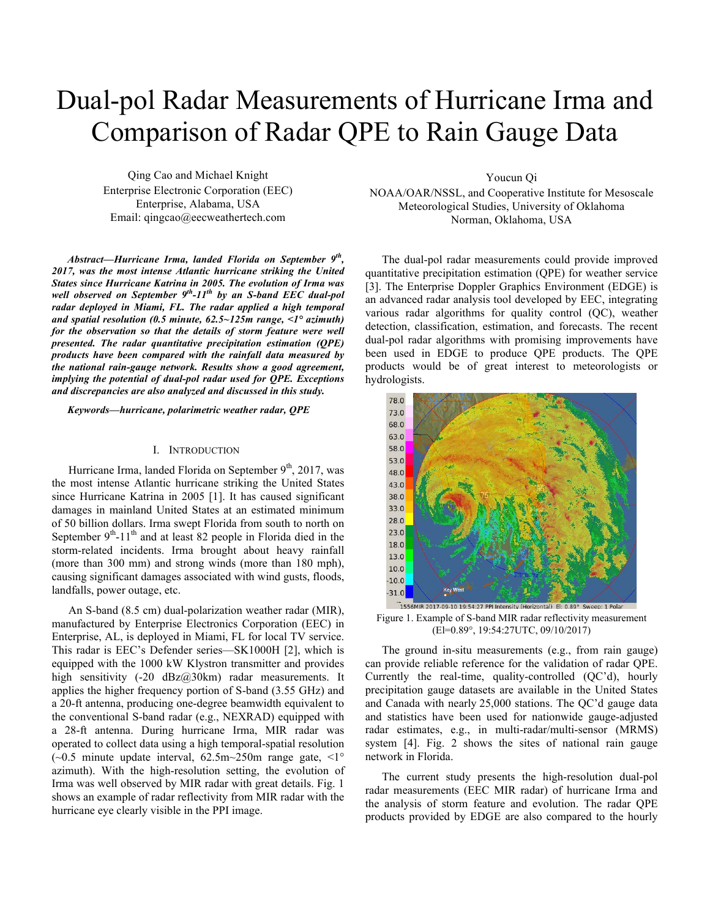# Dual-pol Radar Measurements of Hurricane Irma and Comparison of Radar QPE to Rain Gauge Data

Qing Cao and Michael Knight
Enterprise Electronic Corporation (EEC)
Enterprise, Alabama, USA
Email: qingcao@eecweathertech.com

Youcun Qi
NOAA/OAR/NSSL, and Cooperative Institute for Mesoscale Meteorological Studies, University of Oklahoma
Norman, Oklahoma, USA

***Abstract*—Hurricane Irma, landed Florida on September 9th, 2017, was the most intense Atlantic hurricane striking the United States since Hurricane Katrina in 2005. The evolution of Irma was well observed on September 9th-11th by an S-band EEC dual-pol radar deployed in Miami, FL. The radar applied a high temporal and spatial resolution (0.5 minute, 62.5~125m range, <1° azimuth) for the observation so that the details of storm feature were well presented. The radar quantitative precipitation estimation (QPE) products have been compared with the rainfall data measured by the national rain-gauge network. Results show a good agreement, implying the potential of dual-pol radar used for QPE. Exceptions and discrepancies are also analyzed and discussed in this study.**

***Keywords*—hurricane, polarimetric weather radar, QPE**

## I. Introduction

Hurricane Irma, landed Florida on September 9th, 2017, was the most intense Atlantic hurricane striking the United States since Hurricane Katrina in 2005 [1]. It has caused significant damages in mainland United States at an estimated minimum of 50 billion dollars. Irma swept Florida from south to north on September 9th-11th and at least 82 people in Florida died in the storm-related incidents. Irma brought about heavy rainfall (more than 300 mm) and strong winds (more than 180 mph), causing significant damages associated with wind gusts, floods, landfalls, power outage, etc.

An S-band (8.5 cm) dual-polarization weather radar (MIR), manufactured by Enterprise Electronics Corporation (EEC) in Enterprise, AL, is deployed in Miami, FL for local TV service. This radar is EEC's Defender series—SK1000H [2], which is equipped with the 1000 kW Klystron transmitter and provides high sensitivity (-20 dBz@30km) radar measurements. It applies the higher frequency portion of S-band (3.55 GHz) and a 20-ft antenna, producing one-degree beamwidth equivalent to the conventional S-band radar (e.g., NEXRAD) equipped with a 28-ft antenna. During hurricane Irma, MIR radar was operated to collect data using a high temporal-spatial resolution (~0.5 minute update interval, 62.5m~250m range gate, <1° azimuth). With the high-resolution setting, the evolution of Irma was well observed by MIR radar with great details. Fig. 1 shows an example of radar reflectivity from MIR radar with the hurricane eye clearly visible in the PPI image.

The dual-pol radar measurements could provide improved quantitative precipitation estimation (QPE) for weather service [3]. The Enterprise Doppler Graphics Environment (EDGE) is an advanced radar analysis tool developed by EEC, integrating various radar algorithms for quality control (QC), weather detection, classification, estimation, and forecasts. The recent dual-pol radar algorithms with promising improvements have been used in EDGE to produce QPE products. The QPE products would be of great interest to meteorologists or hydrologists.

Figure 1. Example of S-band MIR radar reflectivity measurement (El=0.89°, 19:54:27UTC, 09/10/2017)

The ground in-situ measurements (e.g., from rain gauge) can provide reliable reference for the validation of radar QPE. Currently the real-time, quality-controlled (QC'd), hourly precipitation gauge datasets are available in the United States and Canada with nearly 25,000 stations. The QC'd gauge data and statistics have been used for nationwide gauge-adjusted radar estimates, e.g., in multi-radar/multi-sensor (MRMS) system [4]. Fig. 2 shows the sites of national rain gauge network in Florida.

The current study presents the high-resolution dual-pol radar measurements (EEC MIR radar) of hurricane Irma and the analysis of storm feature and evolution. The radar QPE products provided by EDGE are also compared to the hourly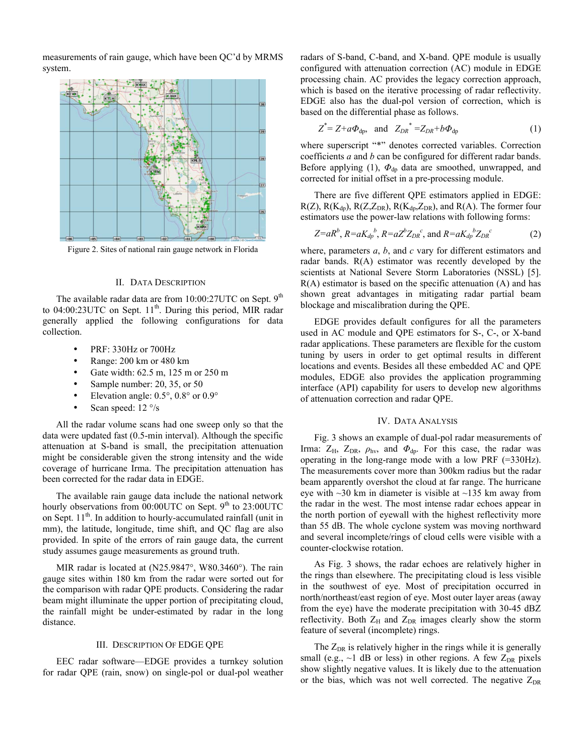measurements of rain gauge, which have been QC'd by MRMS system.

Figure 2. Sites of national rain gauge network in Florida

## II. Data Description

The available radar data are from 10:00:27UTC on Sept. 9th to 04:00:23UTC on Sept. 11th. During this period, MIR radar generally applied the following configurations for data collection.

- PRF: 330Hz or 700Hz
- Range: 200 km or 480 km
- Gate width: 62.5 m, 125 m or 250 m
- Sample number: 20, 35, or 50
- Elevation angle: 0.5°, 0.8° or 0.9°
- Scan speed: 12 °/s

All the radar volume scans had one sweep only so that the data were updated fast (0.5-min interval). Although the specific attenuation at S-band is small, the precipitation attenuation might be considerable given the strong intensity and the wide coverage of hurricane Irma. The precipitation attenuation has been corrected for the radar data in EDGE.

The available rain gauge data include the national network hourly observations from 00:00UTC on Sept. 9th to 23:00UTC on Sept. 11th. In addition to hourly-accumulated rainfall (unit in mm), the latitude, longitude, time shift, and QC flag are also provided. In spite of the errors of rain gauge data, the current study assumes gauge measurements as ground truth.

MIR radar is located at (N25.9847°, W80.3460°). The rain gauge sites within 180 km from the radar were sorted out for the comparison with radar QPE products. Considering the radar beam might illuminate the upper portion of precipitating cloud, the rainfall might be under-estimated by radar in the long distance.

## III. Description Of EDGE QPE

EEC radar software—EDGE provides a turnkey solution for radar QPE (rain, snow) on single-pol or dual-pol weather radars of S-band, C-band, and X-band. QPE module is usually configured with attenuation correction (AC) module in EDGE processing chain. AC provides the legacy correction approach, which is based on the iterative processing of radar reflectivity. EDGE also has the dual-pol version of correction, which is based on the differential phase as follows.

$$Z^{*}= Z+a\Phi_{dp}, \quad \text{and} \quad Z_{DR}^{*} = Z_{DR}+b\Phi_{dp} \tag{1}$$

where superscript "\*" denotes corrected variables. Correction coefficients $a$ and $b$ can be configured for different radar bands. Before applying (1), $\Phi_{dp}$ data are smoothed, unwrapped, and corrected for initial offset in a pre-processing module.

There are five different QPE estimators applied in EDGE: R(Z), R($K_{dp}$), R(Z,$Z_{DR}$), R($K_{dp}$,$Z_{DR}$), and R(A). The former four estimators use the power-law relations with following forms:

$$Z=aR^{b},\ R=aK_{dp}^{\ b},\ R=aZ^{b}Z_{DR}^{\ c},\ \text{and}\ R=aK_{dp}^{\ b}Z_{DR}^{\ c} \tag{2}$$

where, parameters $a$, $b$, and $c$ vary for different estimators and radar bands. R(A) estimator was recently developed by the scientists at National Severe Storm Laboratories (NSSL) [5]. R(A) estimator is based on the specific attenuation (A) and has shown great advantages in mitigating radar partial beam blockage and miscalibration during the QPE.

EDGE provides default configures for all the parameters used in AC module and QPE estimators for S-, C-, or X-band radar applications. These parameters are flexible for the custom tuning by users in order to get optimal results in different locations and events. Besides all these embedded AC and QPE modules, EDGE also provides the application programming interface (API) capability for users to develop new algorithms of attenuation correction and radar QPE.

## IV. Data Analysis

Fig. 3 shows an example of dual-pol radar measurements of Irma: $Z_H$, $Z_{DR}$, $\rho_{hv}$, and $\Phi_{dp}$. For this case, the radar was operating in the long-range mode with a low PRF (=330Hz). The measurements cover more than 300km radius but the radar beam apparently overshot the cloud at far range. The hurricane eye with ~30 km in diameter is visible at ~135 km away from the radar in the west. The most intense radar echoes appear in the north portion of eyewall with the highest reflectivity more than 55 dB. The whole cyclone system was moving northward and several incomplete/rings of cloud cells were visible with a counter-clockwise rotation.

As Fig. 3 shows, the radar echoes are relatively higher in the rings than elsewhere. The precipitating cloud is less visible in the southwest of eye. Most of precipitation occurred in north/northeast/east region of eye. Most outer layer areas (away from the eye) have the moderate precipitation with 30-45 dBZ reflectivity. Both $Z_H$ and $Z_{DR}$ images clearly show the storm feature of several (incomplete) rings.

The $Z_{DR}$ is relatively higher in the rings while it is generally small (e.g., ~1 dB or less) in other regions. A few $Z_{DR}$ pixels show slightly negative values. It is likely due to the attenuation or the bias, which was not well corrected. The negative $Z_{DR}$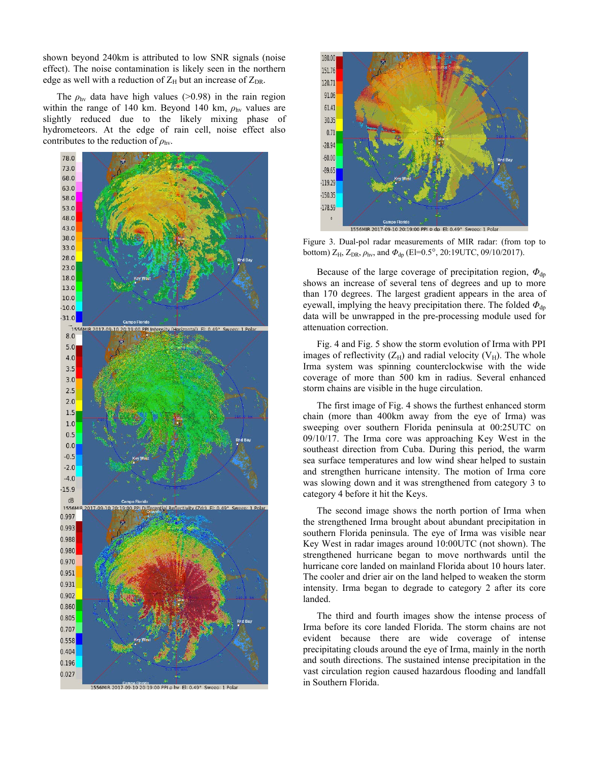shown beyond 240km is attributed to low SNR signals (noise effect). The noise contamination is likely seen in the northern edge as well with a reduction of $Z_H$ but an increase of $Z_{DR}$.

The $\rho_{hv}$ data have high values (>0.98) in the rain region within the range of 140 km. Beyond 140 km, $\rho_{hv}$ values are slightly reduced due to the likely mixing phase of hydrometeors. At the edge of rain cell, noise effect also contributes to the reduction of $\rho_{hv}$.

Figure 3. Dual-pol radar measurements of MIR radar: (from top to bottom) $Z_H$, $Z_{DR}$, $\rho_{hv}$, and $\Phi_{dp}$ (El=0.5°, 20:19UTC, 09/10/2017).

Because of the large coverage of precipitation region, $\Phi_{dp}$ shows an increase of several tens of degrees and up to more than 170 degrees. The largest gradient appears in the area of eyewall, implying the heavy precipitation there. The folded $\Phi_{dp}$ data will be unwrapped in the pre-processing module used for attenuation correction.

Fig. 4 and Fig. 5 show the storm evolution of Irma with PPI images of reflectivity ($Z_H$) and radial velocity ($V_H$). The whole Irma system was spinning counterclockwise with the wide coverage of more than 500 km in radius. Several enhanced storm chains are visible in the huge circulation.

The first image of Fig. 4 shows the furthest enhanced storm chain (more than 400km away from the eye of Irma) was sweeping over southern Florida peninsula at 00:25UTC on 09/10/17. The Irma core was approaching Key West in the southeast direction from Cuba. During this period, the warm sea surface temperatures and low wind shear helped to sustain and strengthen hurricane intensity. The motion of Irma core was slowing down and it was strengthened from category 3 to category 4 before it hit the Keys.

The second image shows the north portion of Irma when the strengthened Irma brought about abundant precipitation in southern Florida peninsula. The eye of Irma was visible near Key West in radar images around 10:00UTC (not shown). The strengthened hurricane began to move northwards until the hurricane core landed on mainland Florida about 10 hours later. The cooler and drier air on the land helped to weaken the storm intensity. Irma began to degrade to category 2 after its core landed.

The third and fourth images show the intense process of Irma before its core landed Florida. The storm chains are not evident because there are wide coverage of intense precipitating clouds around the eye of Irma, mainly in the north and south directions. The sustained intense precipitation in the vast circulation region caused hazardous flooding and landfall in Southern Florida.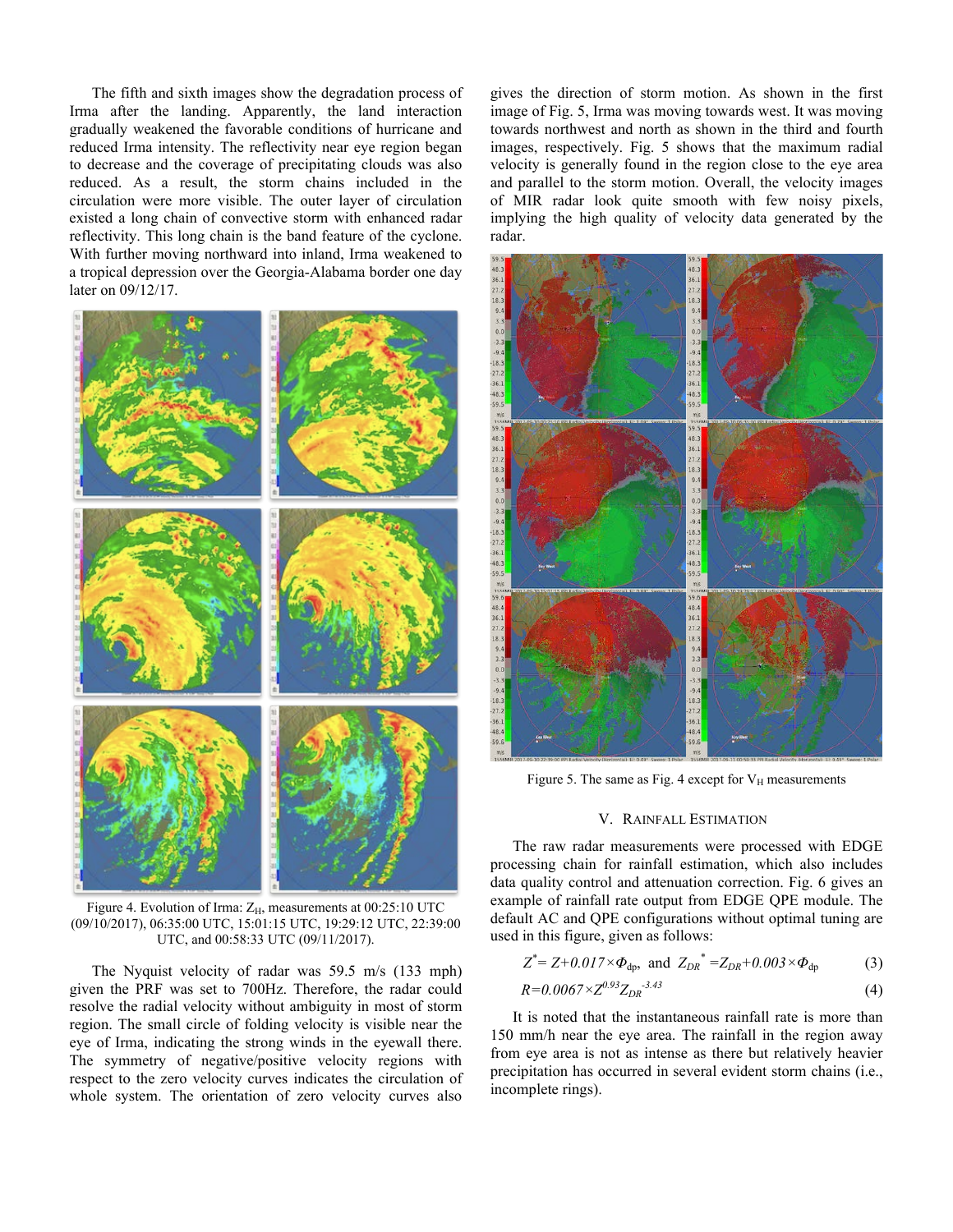The fifth and sixth images show the degradation process of Irma after the landing. Apparently, the land interaction gradually weakened the favorable conditions of hurricane and reduced Irma intensity. The reflectivity near eye region began to decrease and the coverage of precipitating clouds was also reduced. As a result, the storm chains included in the circulation were more visible. The outer layer of circulation existed a long chain of convective storm with enhanced radar reflectivity. This long chain is the band feature of the cyclone. With further moving northward into inland, Irma weakened to a tropical depression over the Georgia-Alabama border one day later on 09/12/17.

Figure 4. Evolution of Irma: $Z_H$, measurements at 00:25:10 UTC (09/10/2017), 06:35:00 UTC, 15:01:15 UTC, 19:29:12 UTC, 22:39:00 UTC, and 00:58:33 UTC (09/11/2017).

The Nyquist velocity of radar was 59.5 m/s (133 mph) given the PRF was set to 700Hz. Therefore, the radar could resolve the radial velocity without ambiguity in most of storm region. The small circle of folding velocity is visible near the eye of Irma, indicating the strong winds in the eyewall there. The symmetry of negative/positive velocity regions with respect to the zero velocity curves indicates the circulation of whole system. The orientation of zero velocity curves also gives the direction of storm motion. As shown in the first image of Fig. 5, Irma was moving towards west. It was moving towards northwest and north as shown in the third and fourth images, respectively. Fig. 5 shows that the maximum radial velocity is generally found in the region close to the eye area and parallel to the storm motion. Overall, the velocity images of MIR radar look quite smooth with few noisy pixels, implying the high quality of velocity data generated by the radar.

Figure 5. The same as Fig. 4 except for $V_H$ measurements

## V. RAINFALL ESTIMATION

The raw radar measurements were processed with EDGE processing chain for rainfall estimation, which also includes data quality control and attenuation correction. Fig. 6 gives an example of rainfall rate output from EDGE QPE module. The default AC and QPE configurations without optimal tuning are used in this figure, given as follows:

$$Z^{*}= Z+0.017\times\Phi_{dp}, \text{ and } Z_{DR}^{*} =Z_{DR}+0.003\times\Phi_{dp} \quad (3)$$

$$R=0.0067\times Z^{0.93}Z_{DR}^{-3.43} \quad (4)$$

It is noted that the instantaneous rainfall rate is more than 150 mm/h near the eye area. The rainfall in the region away from eye area is not as intense as there but relatively heavier precipitation has occurred in several evident storm chains (i.e., incomplete rings).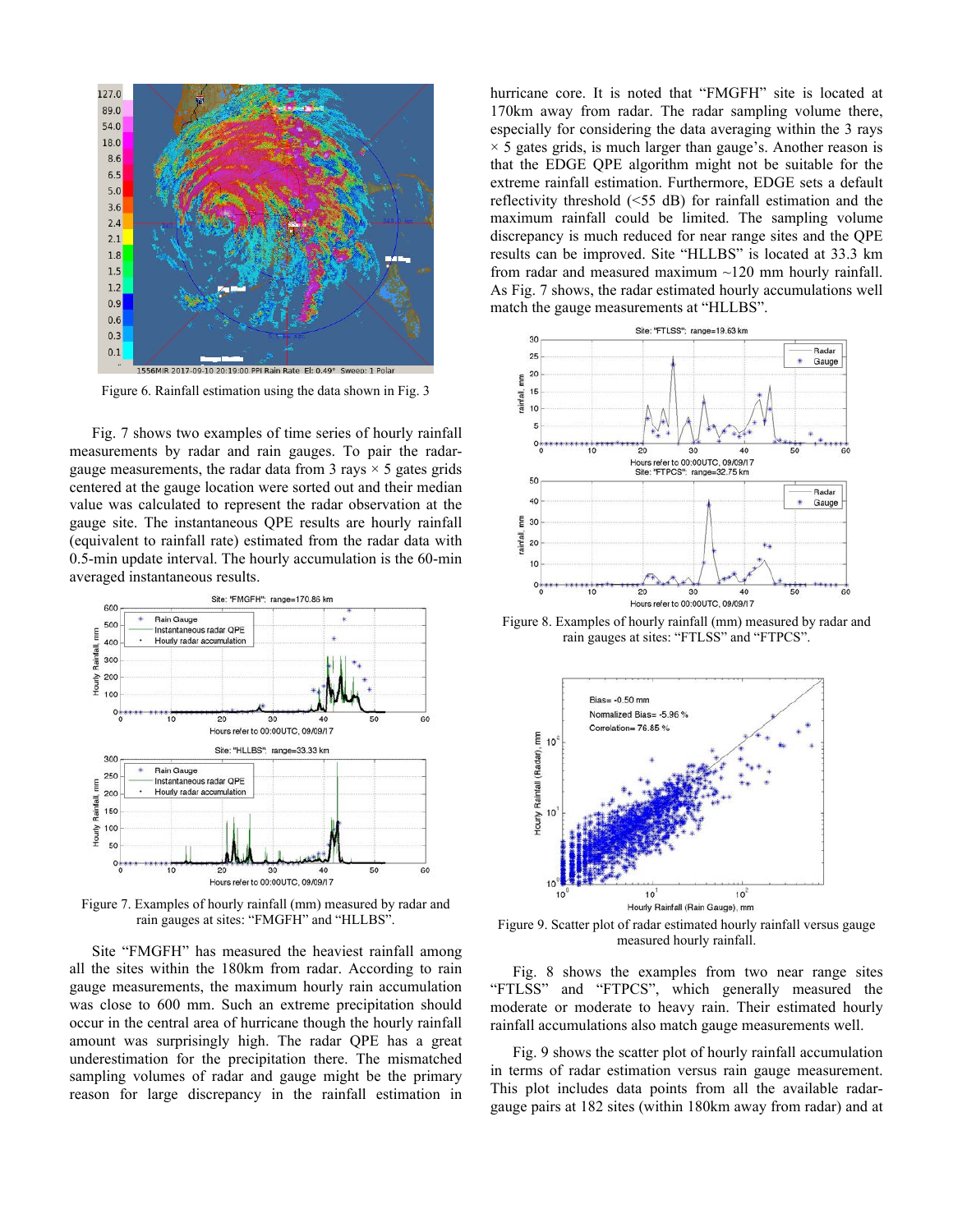Figure 6. Rainfall estimation using the data shown in Fig. 3

Fig. 7 shows two examples of time series of hourly rainfall measurements by radar and rain gauges. To pair the radar-gauge measurements, the radar data from 3 rays × 5 gates grids centered at the gauge location were sorted out and their median value was calculated to represent the radar observation at the gauge site. The instantaneous QPE results are hourly rainfall (equivalent to rainfall rate) estimated from the radar data with 0.5-min update interval. The hourly accumulation is the 60-min averaged instantaneous results.

Figure 7. Examples of hourly rainfall (mm) measured by radar and rain gauges at sites: "FMGFH" and "HLLBS".

Site "FMGFH" has measured the heaviest rainfall among all the sites within the 180km from radar. According to rain gauge measurements, the maximum hourly rain accumulation was close to 600 mm. Such an extreme precipitation should occur in the central area of hurricane though the hourly rainfall amount was surprisingly high. The radar QPE has a great underestimation for the precipitation there. The mismatched sampling volumes of radar and gauge might be the primary reason for large discrepancy in the rainfall estimation in hurricane core. It is noted that "FMGFH" site is located at 170km away from radar. The radar sampling volume there, especially for considering the data averaging within the 3 rays × 5 gates grids, is much larger than gauge's. Another reason is that the EDGE QPE algorithm might not be suitable for the extreme rainfall estimation. Furthermore, EDGE sets a default reflectivity threshold (<55 dB) for rainfall estimation and the maximum rainfall could be limited. The sampling volume discrepancy is much reduced for near range sites and the QPE results can be improved. Site "HLLBS" is located at 33.3 km from radar and measured maximum ~120 mm hourly rainfall. As Fig. 7 shows, the radar estimated hourly accumulations well match the gauge measurements at "HLLBS".

Figure 8. Examples of hourly rainfall (mm) measured by radar and rain gauges at sites: "FTLSS" and "FTPCS".

Figure 9. Scatter plot of radar estimated hourly rainfall versus gauge measured hourly rainfall.

Fig. 8 shows the examples from two near range sites "FTLSS" and "FTPCS", which generally measured the moderate or moderate to heavy rain. Their estimated hourly rainfall accumulations also match gauge measurements well.

Fig. 9 shows the scatter plot of hourly rainfall accumulation in terms of radar estimation versus rain gauge measurement. This plot includes data points from all the available radar-gauge pairs at 182 sites (within 180km away from radar) and at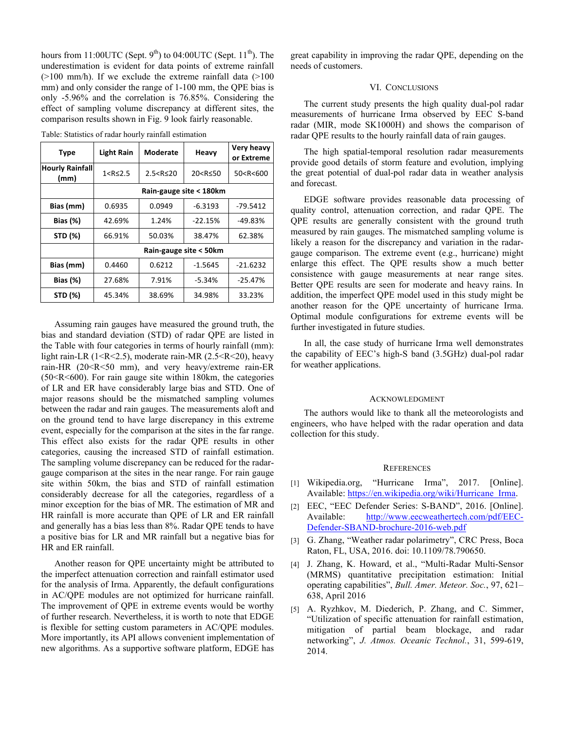hours from 11:00UTC (Sept. 9th) to 04:00UTC (Sept. 11th). The underestimation is evident for data points of extreme rainfall (>100 mm/h). If we exclude the extreme rainfall data (>100 mm) and only consider the range of 1-100 mm, the QPE bias is only -5.96% and the correlation is 76.85%. Considering the effect of sampling volume discrepancy at different sites, the comparison results shown in Fig. 9 look fairly reasonable.

Table: Statistics of radar hourly rainfall estimation

| Type | Light Rain | Moderate | Heavy | Very heavy or Extreme |
|---|---|---|---|---|
| **Hourly Rainfall (mm)** | 1<R≤2.5 | 2.5<R≤20 | 20<R≤50 | 50<R<600 |
| | **Rain-gauge site < 180km** | | | |
| **Bias (mm)** | 0.6935 | 0.0949 | -6.3193 | -79.5412 |
| **Bias (%)** | 42.69% | 1.24% | -22.15% | -49.83% |
| **STD (%)** | 66.91% | 50.03% | 38.47% | 62.38% |
| | **Rain-gauge site < 50km** | | | |
| **Bias (mm)** | 0.4460 | 0.6212 | -1.5645 | -21.6232 |
| **Bias (%)** | 27.68% | 7.91% | -5.34% | -25.47% |
| **STD (%)** | 45.34% | 38.69% | 34.98% | 33.23% |

Assuming rain gauges have measured the ground truth, the bias and standard deviation (STD) of radar QPE are listed in the Table with four categories in terms of hourly rainfall (mm): light rain-LR (1<R<2.5), moderate rain-MR (2.5<R<20), heavy rain-HR (20<R<50 mm), and very heavy/extreme rain-ER (50<R<600). For rain gauge site within 180km, the categories of LR and ER have considerably large bias and STD. One of major reasons should be the mismatched sampling volumes between the radar and rain gauges. The measurements aloft and on the ground tend to have large discrepancy in this extreme event, especially for the comparison at the sites in the far range. This effect also exists for the radar QPE results in other categories, causing the increased STD of rainfall estimation. The sampling volume discrepancy can be reduced for the radar-gauge comparison at the sites in the near range. For rain gauge site within 50km, the bias and STD of rainfall estimation considerably decrease for all the categories, regardless of a minor exception for the bias of MR. The estimation of MR and HR rainfall is more accurate than QPE of LR and ER rainfall and generally has a bias less than 8%. Radar QPE tends to have a positive bias for LR and MR rainfall but a negative bias for HR and ER rainfall.

Another reason for QPE uncertainty might be attributed to the imperfect attenuation correction and rainfall estimator used for the analysis of Irma. Apparently, the default configurations in AC/QPE modules are not optimized for hurricane rainfall. The improvement of QPE in extreme events would be worthy of further research. Nevertheless, it is worth to note that EDGE is flexible for setting custom parameters in AC/QPE modules. More importantly, its API allows convenient implementation of new algorithms. As a supportive software platform, EDGE has great capability in improving the radar QPE, depending on the needs of customers.

## VI. Conclusions

The current study presents the high quality dual-pol radar measurements of hurricane Irma observed by EEC S-band radar (MIR, mode SK1000H) and shows the comparison of radar QPE results to the hourly rainfall data of rain gauges.

The high spatial-temporal resolution radar measurements provide good details of storm feature and evolution, implying the great potential of dual-pol radar data in weather analysis and forecast.

EDGE software provides reasonable data processing of quality control, attenuation correction, and radar QPE. The QPE results are generally consistent with the ground truth measured by rain gauges. The mismatched sampling volume is likely a reason for the discrepancy and variation in the radar-gauge comparison. The extreme event (e.g., hurricane) might enlarge this effect. The QPE results show a much better consistence with gauge measurements at near range sites. Better QPE results are seen for moderate and heavy rains. In addition, the imperfect QPE model used in this study might be another reason for the QPE uncertainty of hurricane Irma. Optimal module configurations for extreme events will be further investigated in future studies.

In all, the case study of hurricane Irma well demonstrates the capability of EEC's high-S band (3.5GHz) dual-pol radar for weather applications.

## Acknowledgment

The authors would like to thank all the meteorologists and engineers, who have helped with the radar operation and data collection for this study.

## References

[1] Wikipedia.org, "Hurricane Irma", 2017. [Online]. Available: https://en.wikipedia.org/wiki/Hurricane_Irma.

[2] EEC, "EEC Defender Series: S-BAND", 2016. [Online]. Available: http://www.eecweathertech.com/pdf/EEC-Defender-SBAND-brochure-2016-web.pdf

[3] G. Zhang, "Weather radar polarimetry", CRC Press, Boca Raton, FL, USA, 2016. doi: 10.1109/78.790650.

[4] J. Zhang, K. Howard, et al., "Multi-Radar Multi-Sensor (MRMS) quantitative precipitation estimation: Initial operating capabilities", *Bull. Amer. Meteor. Soc.*, 97, 621–638, April 2016

[5] A. Ryzhkov, M. Diederich, P. Zhang, and C. Simmer, "Utilization of specific attenuation for rainfall estimation, mitigation of partial beam blockage, and radar networking", *J. Atmos. Oceanic Technol.*, 31, 599-619, 2014.